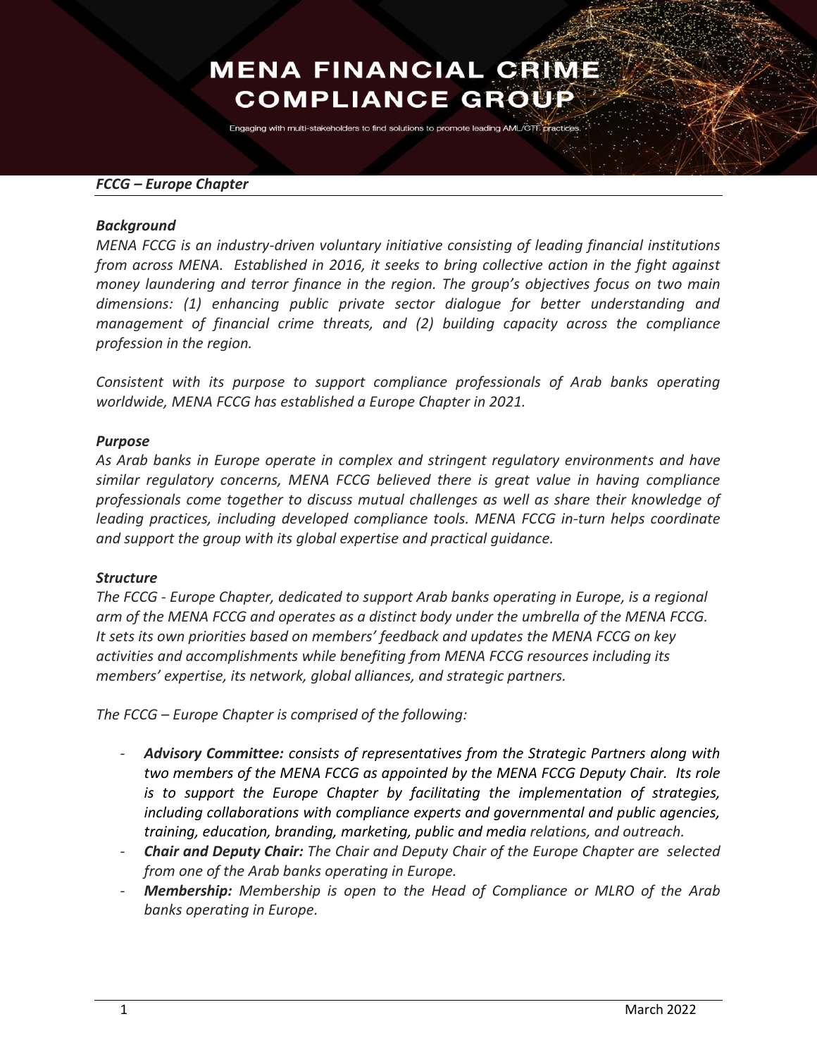# MENA FINANCIAL CRIME COMPLIANCE GROUP

Engaging with multi-stakeholders to find solutions to promote leading AML/CTF practices.

***FCCG – Europe Chapter***

***Background***

*MENA FCCG is an industry-driven voluntary initiative consisting of leading financial institutions from across MENA. Established in 2016, it seeks to bring collective action in the fight against money laundering and terror finance in the region. The group's objectives focus on two main dimensions: (1) enhancing public private sector dialogue for better understanding and management of financial crime threats, and (2) building capacity across the compliance profession in the region.*

*Consistent with its purpose to support compliance professionals of Arab banks operating worldwide, MENA FCCG has established a Europe Chapter in 2021.*

***Purpose***

*As Arab banks in Europe operate in complex and stringent regulatory environments and have similar regulatory concerns, MENA FCCG believed there is great value in having compliance professionals come together to discuss mutual challenges as well as share their knowledge of leading practices, including developed compliance tools. MENA FCCG in-turn helps coordinate and support the group with its global expertise and practical guidance.*

***Structure***

*The FCCG - Europe Chapter, dedicated to support Arab banks operating in Europe, is a regional arm of the MENA FCCG and operates as a distinct body under the umbrella of the MENA FCCG. It sets its own priorities based on members' feedback and updates the MENA FCCG on key activities and accomplishments while benefiting from MENA FCCG resources including its members' expertise, its network, global alliances, and strategic partners.*

*The FCCG – Europe Chapter is comprised of the following:*

- ***Advisory Committee:*** *consists of representatives from the Strategic Partners along with two members of the MENA FCCG as appointed by the MENA FCCG Deputy Chair. Its role is to support the Europe Chapter by facilitating the implementation of strategies, including collaborations with compliance experts and governmental and public agencies, training, education, branding, marketing, public and media relations, and outreach.*
- ***Chair and Deputy Chair:*** *The Chair and Deputy Chair of the Europe Chapter are selected from one of the Arab banks operating in Europe.*
- ***Membership:*** *Membership is open to the Head of Compliance or MLRO of the Arab banks operating in Europe.*

March 2022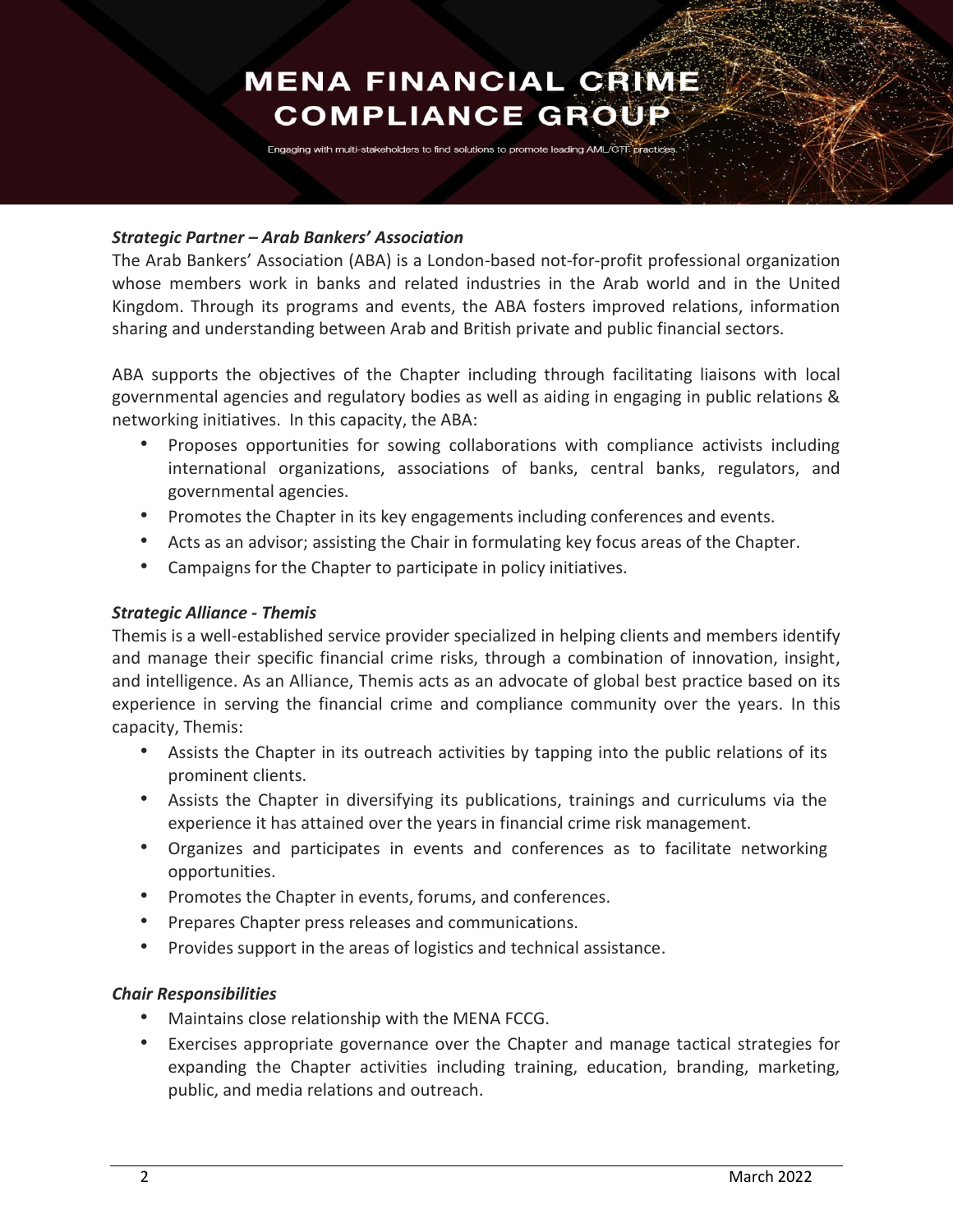***Strategic Partner – Arab Bankers' Association***

The Arab Bankers' Association (ABA) is a London-based not-for-profit professional organization whose members work in banks and related industries in the Arab world and in the United Kingdom. Through its programs and events, the ABA fosters improved relations, information sharing and understanding between Arab and British private and public financial sectors.

ABA supports the objectives of the Chapter including through facilitating liaisons with local governmental agencies and regulatory bodies as well as aiding in engaging in public relations & networking initiatives. In this capacity, the ABA:

- Proposes opportunities for sowing collaborations with compliance activists including international organizations, associations of banks, central banks, regulators, and governmental agencies.
- Promotes the Chapter in its key engagements including conferences and events.
- Acts as an advisor; assisting the Chair in formulating key focus areas of the Chapter.
- Campaigns for the Chapter to participate in policy initiatives.

***Strategic Alliance - Themis***

Themis is a well-established service provider specialized in helping clients and members identify and manage their specific financial crime risks, through a combination of innovation, insight, and intelligence. As an Alliance, Themis acts as an advocate of global best practice based on its experience in serving the financial crime and compliance community over the years. In this capacity, Themis:

- Assists the Chapter in its outreach activities by tapping into the public relations of its prominent clients.
- Assists the Chapter in diversifying its publications, trainings and curriculums via the experience it has attained over the years in financial crime risk management.
- Organizes and participates in events and conferences as to facilitate networking opportunities.
- Promotes the Chapter in events, forums, and conferences.
- Prepares Chapter press releases and communications.
- Provides support in the areas of logistics and technical assistance.

***Chair Responsibilities***

- Maintains close relationship with the MENA FCCG.
- Exercises appropriate governance over the Chapter and manage tactical strategies for expanding the Chapter activities including training, education, branding, marketing, public, and media relations and outreach.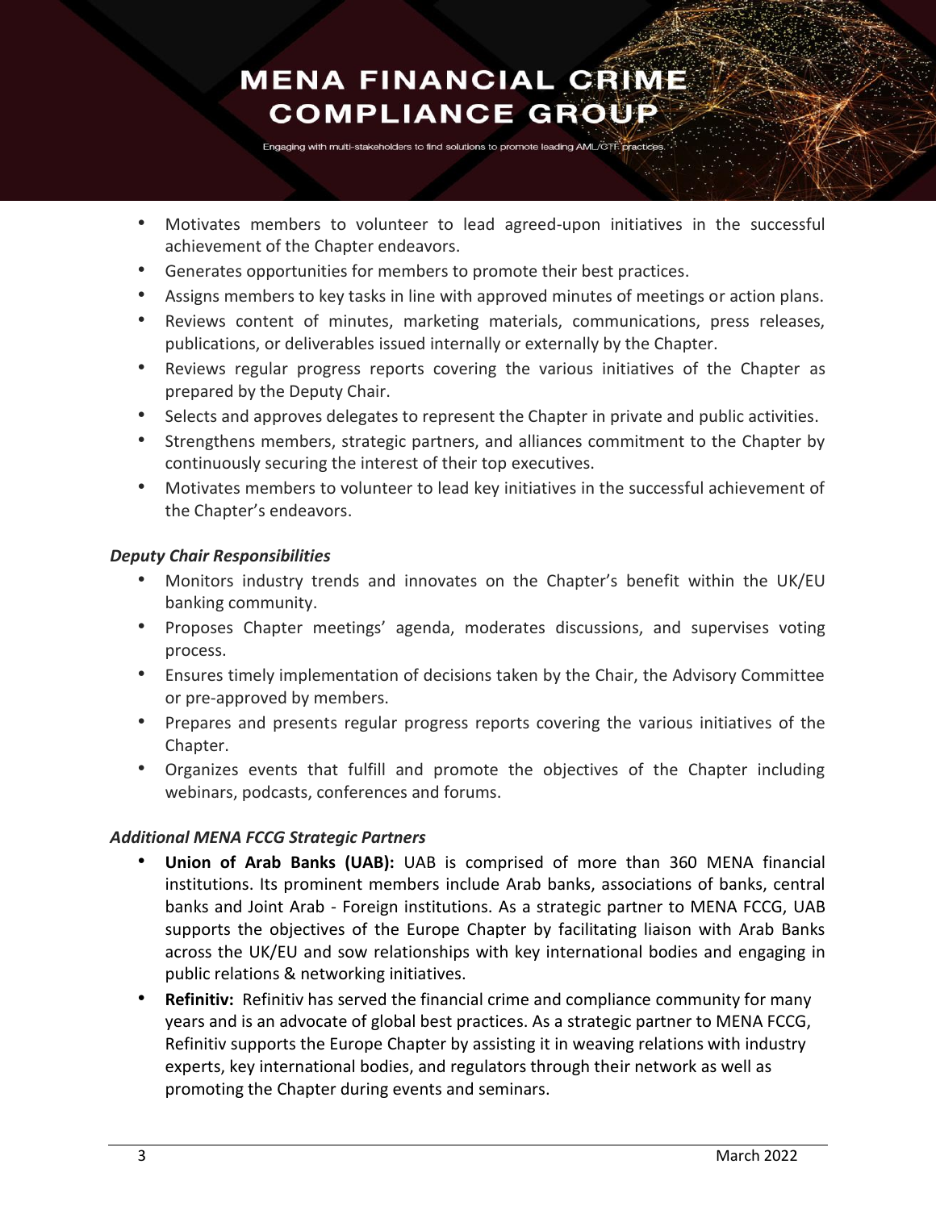- Motivates members to volunteer to lead agreed-upon initiatives in the successful achievement of the Chapter endeavors.
- Generates opportunities for members to promote their best practices.
- Assigns members to key tasks in line with approved minutes of meetings or action plans.
- Reviews content of minutes, marketing materials, communications, press releases, publications, or deliverables issued internally or externally by the Chapter.
- Reviews regular progress reports covering the various initiatives of the Chapter as prepared by the Deputy Chair.
- Selects and approves delegates to represent the Chapter in private and public activities.
- Strengthens members, strategic partners, and alliances commitment to the Chapter by continuously securing the interest of their top executives.
- Motivates members to volunteer to lead key initiatives in the successful achievement of the Chapter's endeavors.

***Deputy Chair Responsibilities***

- Monitors industry trends and innovates on the Chapter's benefit within the UK/EU banking community.
- Proposes Chapter meetings' agenda, moderates discussions, and supervises voting process.
- Ensures timely implementation of decisions taken by the Chair, the Advisory Committee or pre-approved by members.
- Prepares and presents regular progress reports covering the various initiatives of the Chapter.
- Organizes events that fulfill and promote the objectives of the Chapter including webinars, podcasts, conferences and forums.

***Additional MENA FCCG Strategic Partners***

- **Union of Arab Banks (UAB):** UAB is comprised of more than 360 MENA financial institutions. Its prominent members include Arab banks, associations of banks, central banks and Joint Arab - Foreign institutions. As a strategic partner to MENA FCCG, UAB supports the objectives of the Europe Chapter by facilitating liaison with Arab Banks across the UK/EU and sow relationships with key international bodies and engaging in public relations & networking initiatives.
- **Refinitiv:** Refinitiv has served the financial crime and compliance community for many years and is an advocate of global best practices. As a strategic partner to MENA FCCG, Refinitiv supports the Europe Chapter by assisting it in weaving relations with industry experts, key international bodies, and regulators through their network as well as promoting the Chapter during events and seminars.